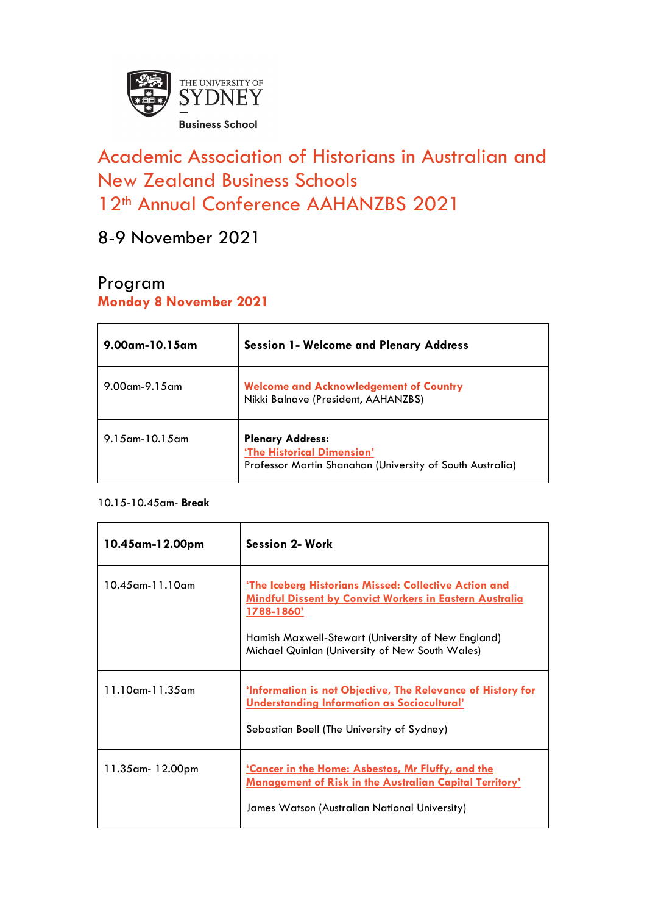THE UNIVERSITY OF SYDNEY

Business School

# Academic Association of Historians in Australian and New Zealand Business Schools 12th Annual Conference AAHANZBS 2021

## 8-9 November 2021

## Program

### Monday 8 November 2021

| **9.00am-10.15am** | **Session 1- Welcome and Plenary Address** |
|---|---|
| 9.00am-9.15am | **Welcome and Acknowledgement of Country** Nikki Balnave (President, AAHANZBS) |
| 9.15am-10.15am | **Plenary Address:** **'The Historical Dimension'** Professor Martin Shanahan (University of South Australia) |

10.15-10.45am- **Break**

| **10.45am-12.00pm** | **Session 2- Work** |
|---|---|
| 10.45am-11.10am | **'The Iceberg Historians Missed: Collective Action and Mindful Dissent by Convict Workers in Eastern Australia 1788-1860'** Hamish Maxwell-Stewart (University of New England) Michael Quinlan (University of New South Wales) |
| 11.10am-11.35am | **'Information is not Objective, The Relevance of History for Understanding Information as Sociocultural'** Sebastian Boell (The University of Sydney) |
| 11.35am- 12.00pm | **'Cancer in the Home: Asbestos, Mr Fluffy, and the Management of Risk in the Australian Capital Territory'** James Watson (Australian National University) |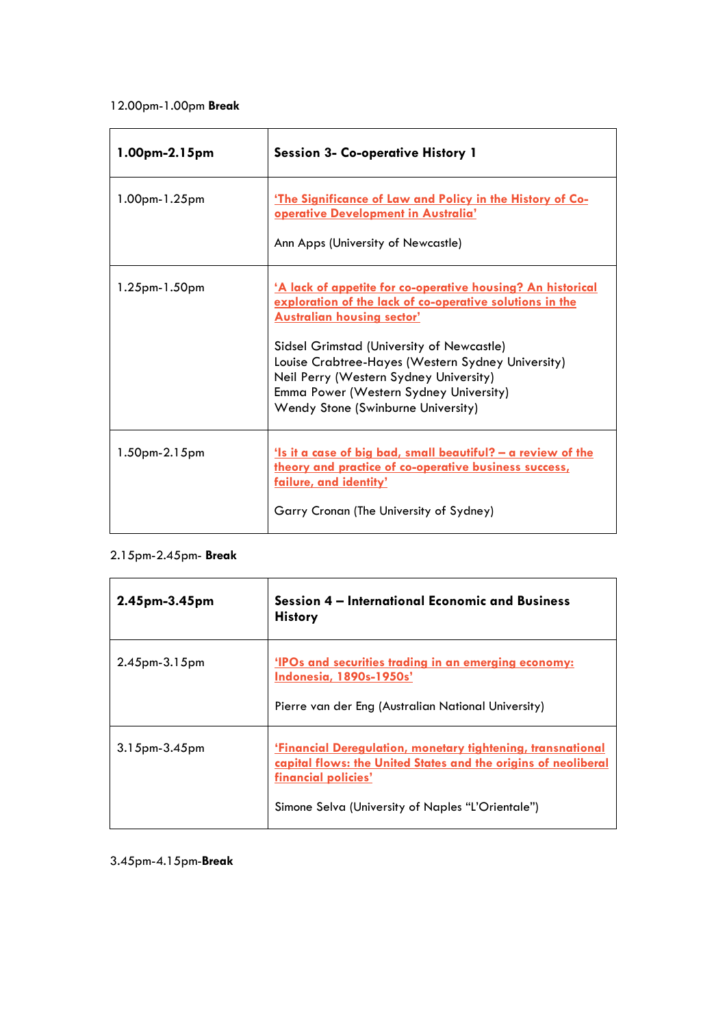12.00pm-1.00pm **Break**

| **1.00pm-2.15pm** | **Session 3- Co-operative History 1** |
| --- | --- |
| 1.00pm-1.25pm | 'The Significance of Law and Policy in the History of Co-operative Development in Australia'<br><br>Ann Apps (University of Newcastle) |
| 1.25pm-1.50pm | 'A lack of appetite for co-operative housing? An historical exploration of the lack of co-operative solutions in the Australian housing sector'<br><br>Sidsel Grimstad (University of Newcastle)<br>Louise Crabtree-Hayes (Western Sydney University)<br>Neil Perry (Western Sydney University)<br>Emma Power (Western Sydney University)<br>Wendy Stone (Swinburne University) |
| 1.50pm-2.15pm | 'Is it a case of big bad, small beautiful? – a review of the theory and practice of co-operative business success, failure, and identity'<br><br>Garry Cronan (The University of Sydney) |

2.15pm-2.45pm- **Break**

| **2.45pm-3.45pm** | **Session 4 – International Economic and Business History** |
| --- | --- |
| 2.45pm-3.15pm | 'IPOs and securities trading in an emerging economy: Indonesia, 1890s-1950s'<br><br>Pierre van der Eng (Australian National University) |
| 3.15pm-3.45pm | 'Financial Deregulation, monetary tightening, transnational capital flows: the United States and the origins of neoliberal financial policies'<br><br>Simone Selva (University of Naples "L'Orientale") |

3.45pm-4.15pm-**Break**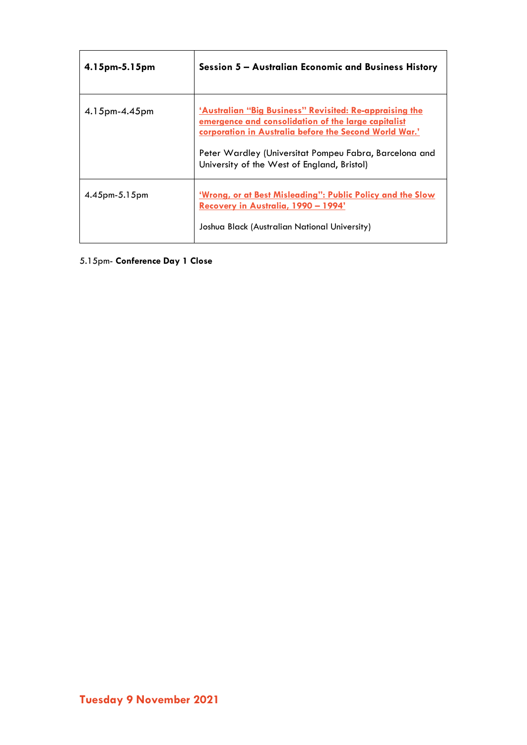| **4.15pm-5.15pm** | **Session 5 – Australian Economic and Business History** |
| --- | --- |
| 4.15pm-4.45pm | **'Australian "Big Business" Revisited: Re-appraising the emergence and consolidation of the large capitalist corporation in Australia before the Second World War.'**<br><br>Peter Wardley (Universitat Pompeu Fabra, Barcelona and University of the West of England, Bristol) |
| 4.45pm-5.15pm | **'Wrong, or at Best Misleading": Public Policy and the Slow Recovery in Australia, 1990 – 1994'**<br><br>Joshua Black (Australian National University) |

5.15pm- **Conference Day 1 Close**

## Tuesday 9 November 2021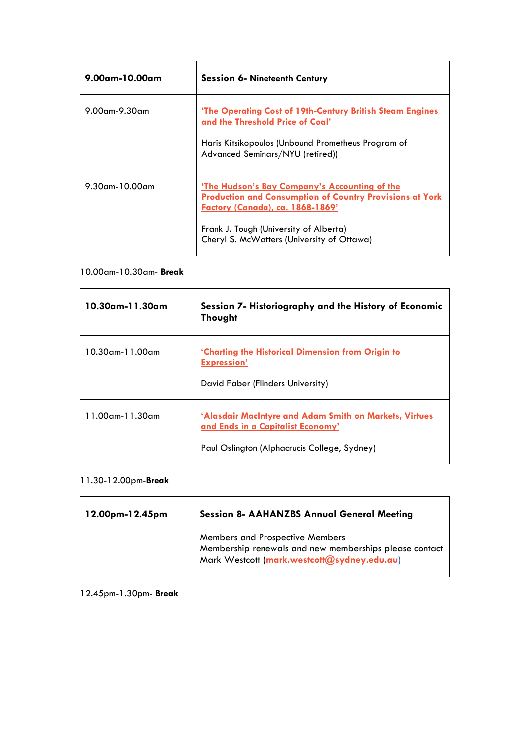| **9.00am-10.00am** | **Session 6- Nineteenth Century** |
| --- | --- |
| 9.00am-9.30am | **'The Operating Cost of 19th-Century British Steam Engines and the Threshold Price of Coal'**<br><br>Haris Kitsikopoulos (Unbound Prometheus Program of Advanced Seminars/NYU (retired)) |
| 9.30am-10.00am | **'The Hudson's Bay Company's Accounting of the Production and Consumption of Country Provisions at York Factory (Canada), ca. 1868-1869'**<br><br>Frank J. Tough (University of Alberta)<br>Cheryl S. McWatters (University of Ottawa) |

10.00am-10.30am- **Break**

| **10.30am-11.30am** | **Session 7- Historiography and the History of Economic Thought** |
| --- | --- |
| 10.30am-11.00am | **'Charting the Historical Dimension from Origin to Expression'**<br><br>David Faber (Flinders University) |
| 11.00am-11.30am | **'Alasdair MacIntyre and Adam Smith on Markets, Virtues and Ends in a Capitalist Economy'**<br><br>Paul Oslington (Alphacrucis College, Sydney) |

11.30-12.00pm-**Break**

| **12.00pm-12.45pm** | **Session 8- AAHANZBS Annual General Meeting**<br><br>Members and Prospective Members<br>Membership renewals and new memberships please contact Mark Westcott (**mark.westcott@sydney.edu.au**) |
| --- | --- |

12.45pm-1.30pm- **Break**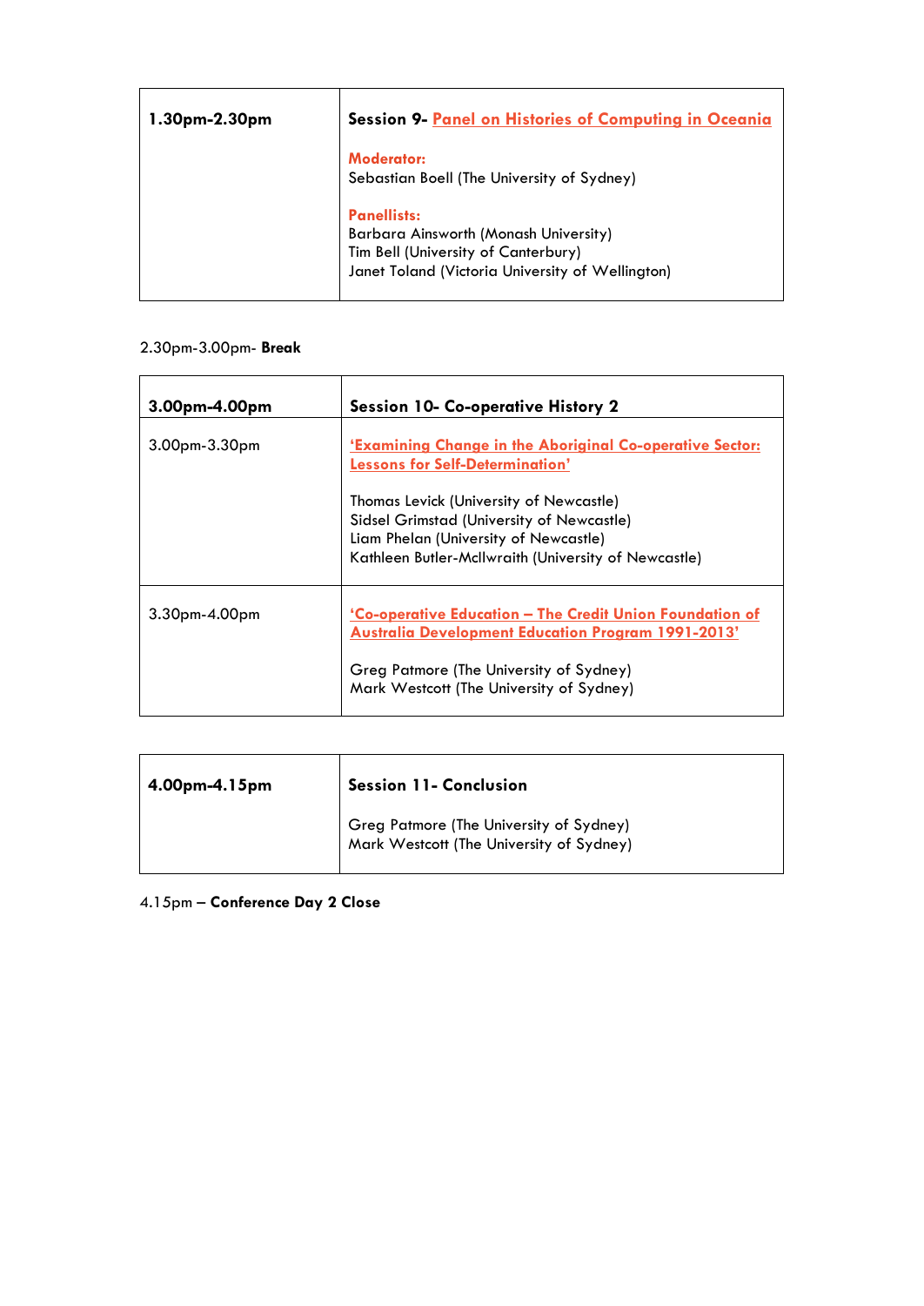| | |
|---|---|
| **1.30pm-2.30pm** | **Session 9-** **Panel on Histories of Computing in Oceania**<br><br>**Moderator:**<br>Sebastian Boell (The University of Sydney)<br><br>**Panellists:**<br>Barbara Ainsworth (Monash University)<br>Tim Bell (University of Canterbury)<br>Janet Toland (Victoria University of Wellington) |

2.30pm-3.00pm- **Break**

| **3.00pm-4.00pm** | **Session 10- Co-operative History 2** |
|---|---|
| 3.00pm-3.30pm | **'Examining Change in the Aboriginal Co-operative Sector: Lessons for Self-Determination'**<br><br>Thomas Levick (University of Newcastle)<br>Sidsel Grimstad (University of Newcastle)<br>Liam Phelan (University of Newcastle)<br>Kathleen Butler-McIlwraith (University of Newcastle) |
| 3.30pm-4.00pm | **'Co-operative Education – The Credit Union Foundation of Australia Development Education Program 1991-2013'**<br><br>Greg Patmore (The University of Sydney)<br>Mark Westcott (The University of Sydney) |

| | |
|---|---|
| **4.00pm-4.15pm** | **Session 11- Conclusion**<br><br>Greg Patmore (The University of Sydney)<br>Mark Westcott (The University of Sydney) |

4.15pm – **Conference Day 2 Close**